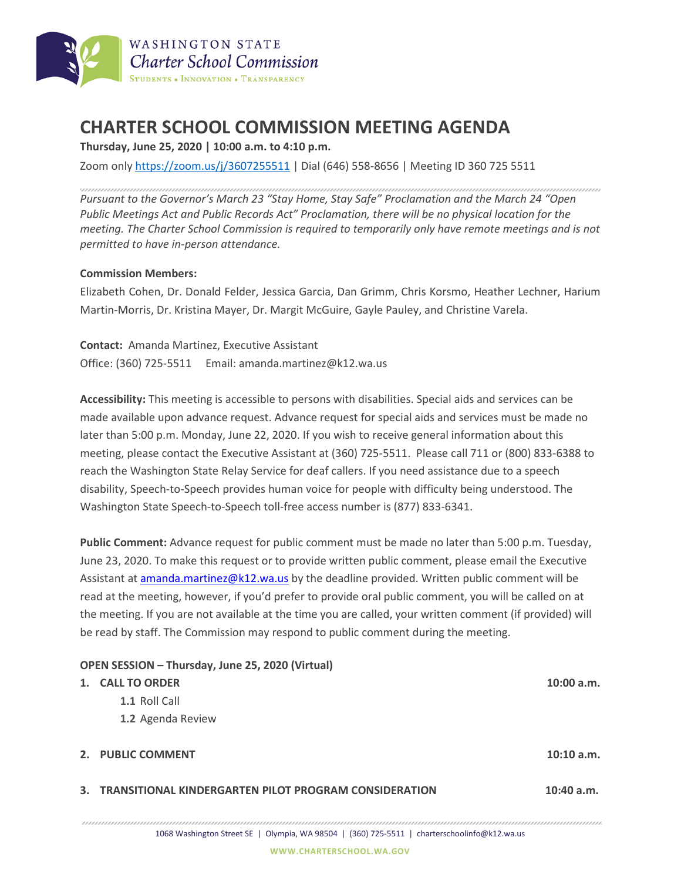WASHINGTON STATE
*Charter School Commission*
STUDENTS • INNOVATION • TRANSPARENCY

# CHARTER SCHOOL COMMISSION MEETING AGENDA

**Thursday, June 25, 2020 | 10:00 a.m. to 4:10 p.m.**

Zoom only https://zoom.us/j/3607255511 | Dial (646) 558-8656 | Meeting ID 360 725 5511

*Pursuant to the Governor's March 23 "Stay Home, Stay Safe" Proclamation and the March 24 "Open Public Meetings Act and Public Records Act" Proclamation, there will be no physical location for the meeting. The Charter School Commission is required to temporarily only have remote meetings and is not permitted to have in-person attendance.*

**Commission Members:**
Elizabeth Cohen, Dr. Donald Felder, Jessica Garcia, Dan Grimm, Chris Korsmo, Heather Lechner, Harium Martin-Morris, Dr. Kristina Mayer, Dr. Margit McGuire, Gayle Pauley, and Christine Varela.

**Contact:** Amanda Martinez, Executive Assistant
Office: (360) 725-5511 Email: amanda.martinez@k12.wa.us

**Accessibility:** This meeting is accessible to persons with disabilities. Special aids and services can be made available upon advance request. Advance request for special aids and services must be made no later than 5:00 p.m. Monday, June 22, 2020. If you wish to receive general information about this meeting, please contact the Executive Assistant at (360) 725-5511. Please call 711 or (800) 833-6388 to reach the Washington State Relay Service for deaf callers. If you need assistance due to a speech disability, Speech-to-Speech provides human voice for people with difficulty being understood. The Washington State Speech-to-Speech toll-free access number is (877) 833-6341.

**Public Comment:** Advance request for public comment must be made no later than 5:00 p.m. Tuesday, June 23, 2020. To make this request or to provide written public comment, please email the Executive Assistant at amanda.martinez@k12.wa.us by the deadline provided. Written public comment will be read at the meeting, however, if you'd prefer to provide oral public comment, you will be called on at the meeting. If you are not available at the time you are called, your written comment (if provided) will be read by staff. The Commission may respond to public comment during the meeting.

**OPEN SESSION – Thursday, June 25, 2020 (Virtual)**

1. **CALL TO ORDER** — **10:00 a.m.**
   - **1.1** Roll Call
   - **1.2** Agenda Review

2. **PUBLIC COMMENT** — **10:10 a.m.**

3. **TRANSITIONAL KINDERGARTEN PILOT PROGRAM CONSIDERATION** — **10:40 a.m.**

1068 Washington Street SE | Olympia, WA 98504 | (360) 725-5511 | charterschoolinfo@k12.wa.us

WWW.CHARTERSCHOOL.WA.GOV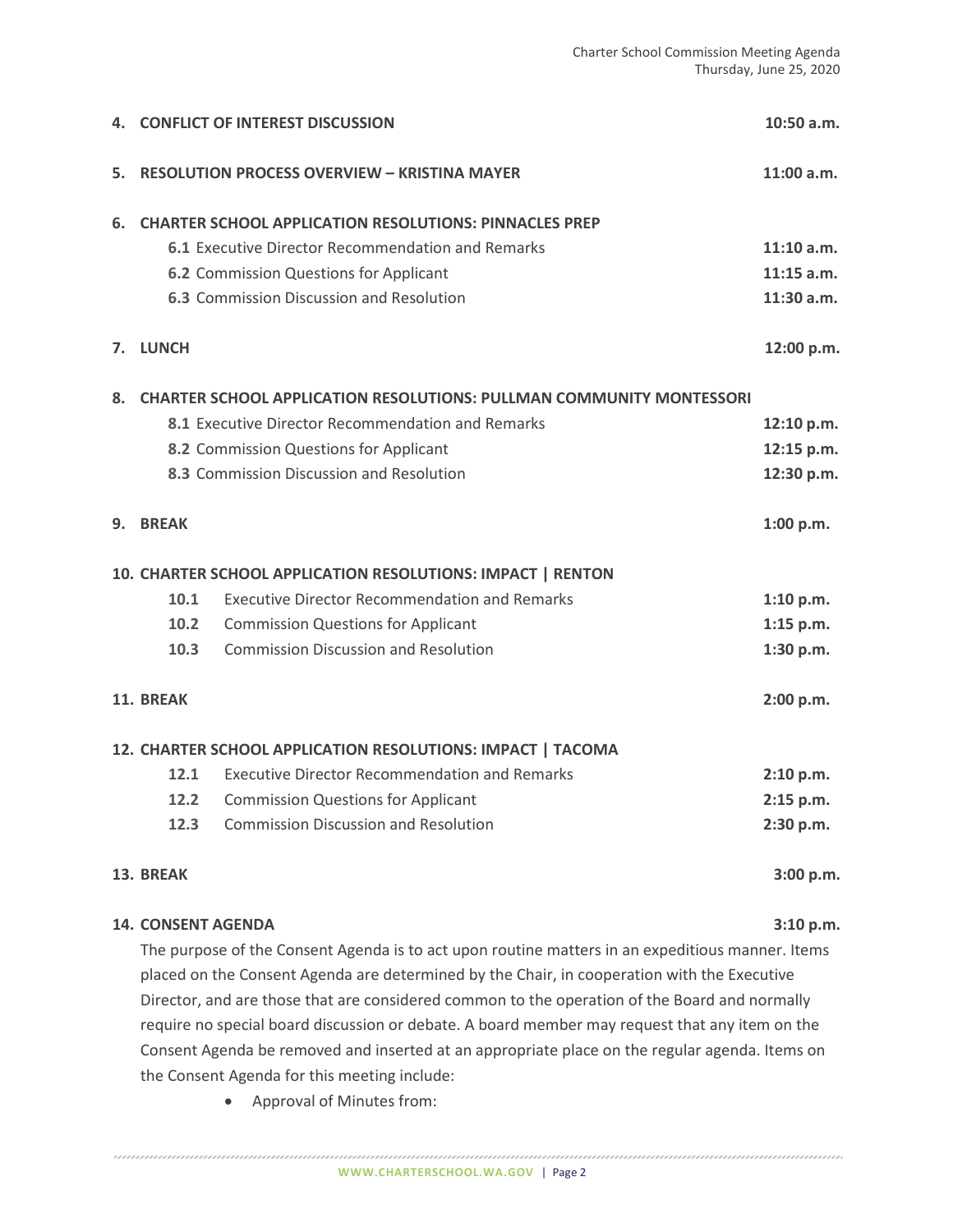**4. CONFLICT OF INTEREST DISCUSSION** **10:50 a.m.**

**5. RESOLUTION PROCESS OVERVIEW – KRISTINA MAYER** **11:00 a.m.**

**6. CHARTER SCHOOL APPLICATION RESOLUTIONS: PINNACLES PREP**

- **6.1** Executive Director Recommendation and Remarks **11:10 a.m.**
- **6.2** Commission Questions for Applicant **11:15 a.m.**
- **6.3** Commission Discussion and Resolution **11:30 a.m.**

**7. LUNCH** **12:00 p.m.**

**8. CHARTER SCHOOL APPLICATION RESOLUTIONS: PULLMAN COMMUNITY MONTESSORI**

- **8.1** Executive Director Recommendation and Remarks **12:10 p.m.**
- **8.2** Commission Questions for Applicant **12:15 p.m.**
- **8.3** Commission Discussion and Resolution **12:30 p.m.**

**9. BREAK** **1:00 p.m.**

**10. CHARTER SCHOOL APPLICATION RESOLUTIONS: IMPACT | RENTON**

- **10.1** Executive Director Recommendation and Remarks **1:10 p.m.**
- **10.2** Commission Questions for Applicant **1:15 p.m.**
- **10.3** Commission Discussion and Resolution **1:30 p.m.**

**11. BREAK** **2:00 p.m.**

**12. CHARTER SCHOOL APPLICATION RESOLUTIONS: IMPACT | TACOMA**

- **12.1** Executive Director Recommendation and Remarks **2:10 p.m.**
- **12.2** Commission Questions for Applicant **2:15 p.m.**
- **12.3** Commission Discussion and Resolution **2:30 p.m.**

**13. BREAK** **3:00 p.m.**

**14. CONSENT AGENDA** **3:10 p.m.**

The purpose of the Consent Agenda is to act upon routine matters in an expeditious manner. Items placed on the Consent Agenda are determined by the Chair, in cooperation with the Executive Director, and are those that are considered common to the operation of the Board and normally require no special board discussion or debate. A board member may request that any item on the Consent Agenda be removed and inserted at an appropriate place on the regular agenda. Items on the Consent Agenda for this meeting include:

- Approval of Minutes from: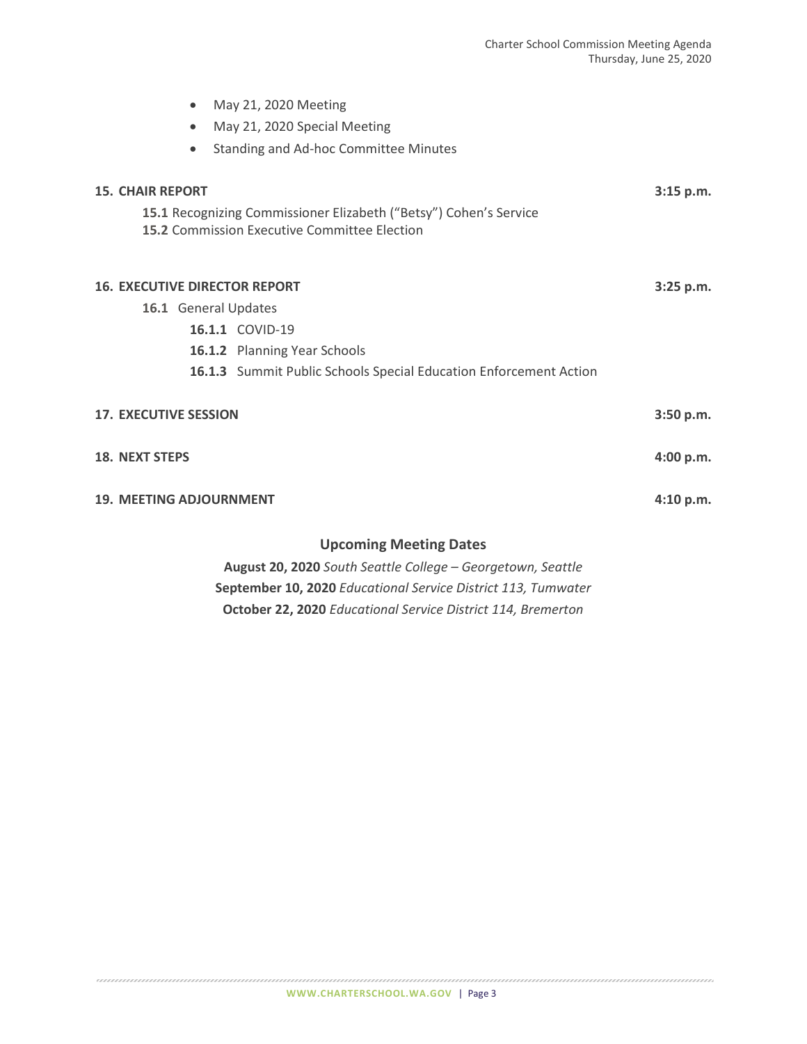- May 21, 2020 Meeting
- May 21, 2020 Special Meeting
- Standing and Ad-hoc Committee Minutes

**15. CHAIR REPORT** **3:15 p.m.**

**15.1** Recognizing Commissioner Elizabeth ("Betsy") Cohen's Service
**15.2** Commission Executive Committee Election

**16. EXECUTIVE DIRECTOR REPORT** **3:25 p.m.**

**16.1** General Updates

**16.1.1** COVID-19
**16.1.2** Planning Year Schools
**16.1.3** Summit Public Schools Special Education Enforcement Action

**17. EXECUTIVE SESSION** **3:50 p.m.**

**18. NEXT STEPS** **4:00 p.m.**

**19. MEETING ADJOURNMENT** **4:10 p.m.**

## Upcoming Meeting Dates

**August 20, 2020** *South Seattle College – Georgetown, Seattle*
**September 10, 2020** *Educational Service District 113, Tumwater*
**October 22, 2020** *Educational Service District 114, Bremerton*